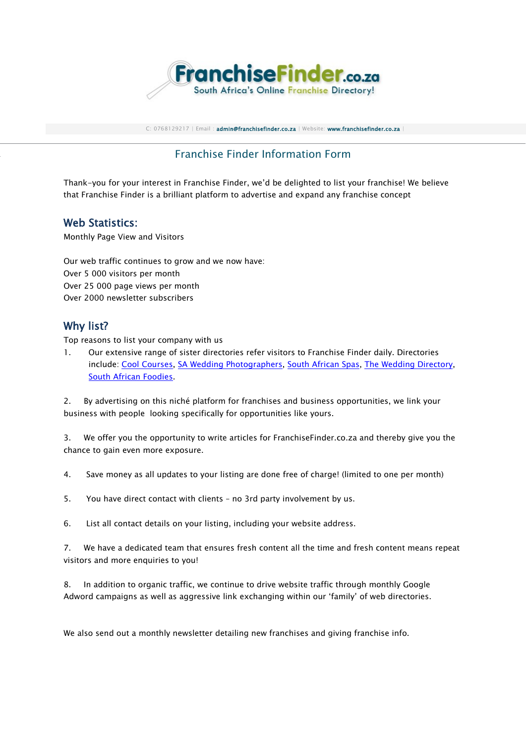FranchiseFinder.co.za
South Africa's Online Franchise Directory!

C: 0768129217 | Email : admin@franchisefinder.co.za | Website: www.franchisefinder.co.za |

# Franchise Finder Information Form

Thank-you for your interest in Franchise Finder, we'd be delighted to list your franchise! We believe that Franchise Finder is a brilliant platform to advertise and expand any franchise concept

## Web Statistics:

Monthly Page View and Visitors

Our web traffic continues to grow and we now have:
Over 5 000 visitors per month
Over 25 000 page views per month
Over 2000 newsletter subscribers

## Why list?

Top reasons to list your company with us

1. Our extensive range of sister directories refer visitors to Franchise Finder daily. Directories include: Cool Courses, SA Wedding Photographers, South African Spas, The Wedding Directory, South African Foodies.

2. By advertising on this niché platform for franchises and business opportunities, we link your business with people looking specifically for opportunities like yours.

3. We offer you the opportunity to write articles for FranchiseFinder.co.za and thereby give you the chance to gain even more exposure.

4. Save money as all updates to your listing are done free of charge! (limited to one per month)

5. You have direct contact with clients – no 3rd party involvement by us.

6. List all contact details on your listing, including your website address.

7. We have a dedicated team that ensures fresh content all the time and fresh content means repeat visitors and more enquiries to you!

8. In addition to organic traffic, we continue to drive website traffic through monthly Google Adword campaigns as well as aggressive link exchanging within our 'family' of web directories.

We also send out a monthly newsletter detailing new franchises and giving franchise info.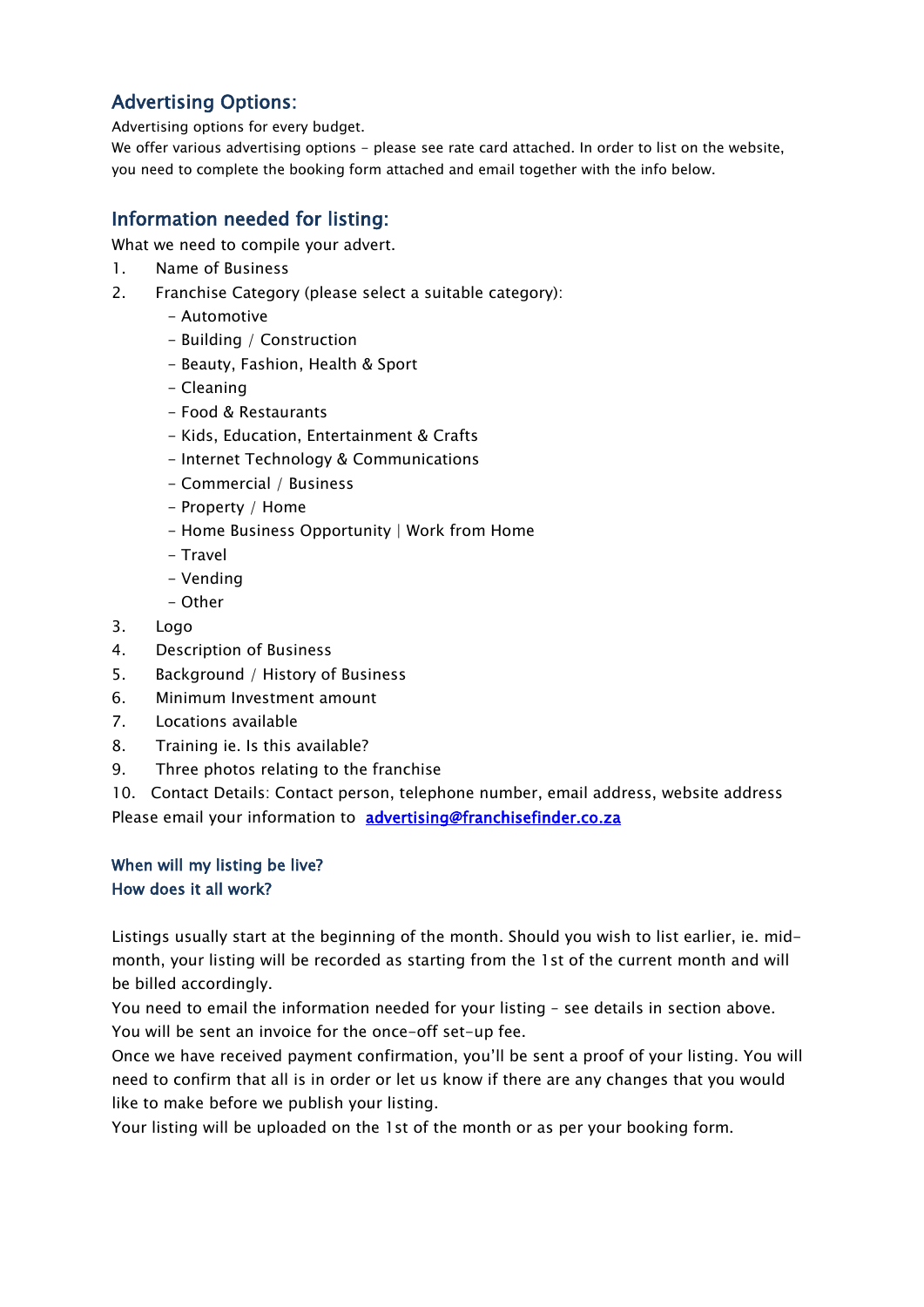## Advertising Options:

Advertising options for every budget.

We offer various advertising options - please see rate card attached. In order to list on the website, you need to complete the booking form attached and email together with the info below.

## Information needed for listing:

What we need to compile your advert.

1. Name of Business
2. Franchise Category (please select a suitable category):
   - Automotive
   - Building / Construction
   - Beauty, Fashion, Health & Sport
   - Cleaning
   - Food & Restaurants
   - Kids, Education, Entertainment & Crafts
   - Internet Technology & Communications
   - Commercial / Business
   - Property / Home
   - Home Business Opportunity | Work from Home
   - Travel
   - Vending
   - Other
3. Logo
4. Description of Business
5. Background / History of Business
6. Minimum Investment amount
7. Locations available
8. Training ie. Is this available?
9. Three photos relating to the franchise
10. Contact Details: Contact person, telephone number, email address, website address

Please email your information to [advertising@franchisefinder.co.za](mailto:advertising@franchisefinder.co.za)

### When will my listing be live?
### How does it all work?

Listings usually start at the beginning of the month. Should you wish to list earlier, ie. mid-month, your listing will be recorded as starting from the 1st of the current month and will be billed accordingly.

You need to email the information needed for your listing - see details in section above.

You will be sent an invoice for the once-off set-up fee.

Once we have received payment confirmation, you'll be sent a proof of your listing. You will need to confirm that all is in order or let us know if there are any changes that you would like to make before we publish your listing.

Your listing will be uploaded on the 1st of the month or as per your booking form.